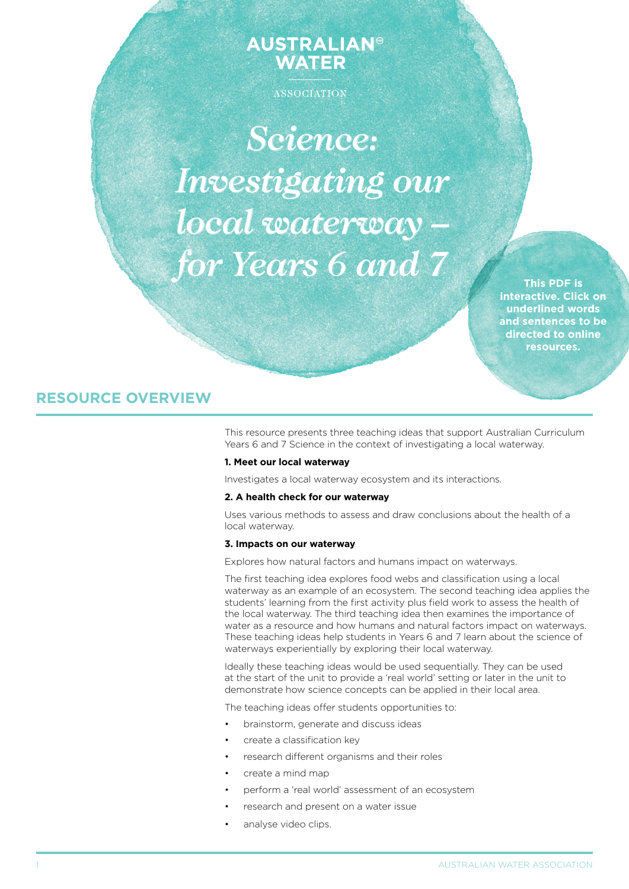AUSTRALIAN WATER ASSOCIATION

# *Science: Investigating our local waterway – for Years 6 and 7*

**This PDF is interactive. Click on underlined words and sentences to be directed to online resources.**

## RESOURCE OVERVIEW

This resource presents three teaching ideas that support Australian Curriculum Years 6 and 7 Science in the context of investigating a local waterway.

**1. Meet our local waterway**

Investigates a local waterway ecosystem and its interactions.

**2. A health check for our waterway**

Uses various methods to assess and draw conclusions about the health of a local waterway.

**3. Impacts on our waterway**

Explores how natural factors and humans impact on waterways.

The first teaching idea explores food webs and classification using a local waterway as an example of an ecosystem. The second teaching idea applies the students' learning from the first activity plus field work to assess the health of the local waterway. The third teaching idea then examines the importance of water as a resource and how humans and natural factors impact on waterways. These teaching ideas help students in Years 6 and 7 learn about the science of waterways experientially by exploring their local waterway.

Ideally these teaching ideas would be used sequentially. They can be used at the start of the unit to provide a 'real world' setting or later in the unit to demonstrate how science concepts can be applied in their local area.

The teaching ideas offer students opportunities to:

- brainstorm, generate and discuss ideas
- create a classification key
- research different organisms and their roles
- create a mind map
- perform a 'real world' assessment of an ecosystem
- research and present on a water issue
- analyse video clips.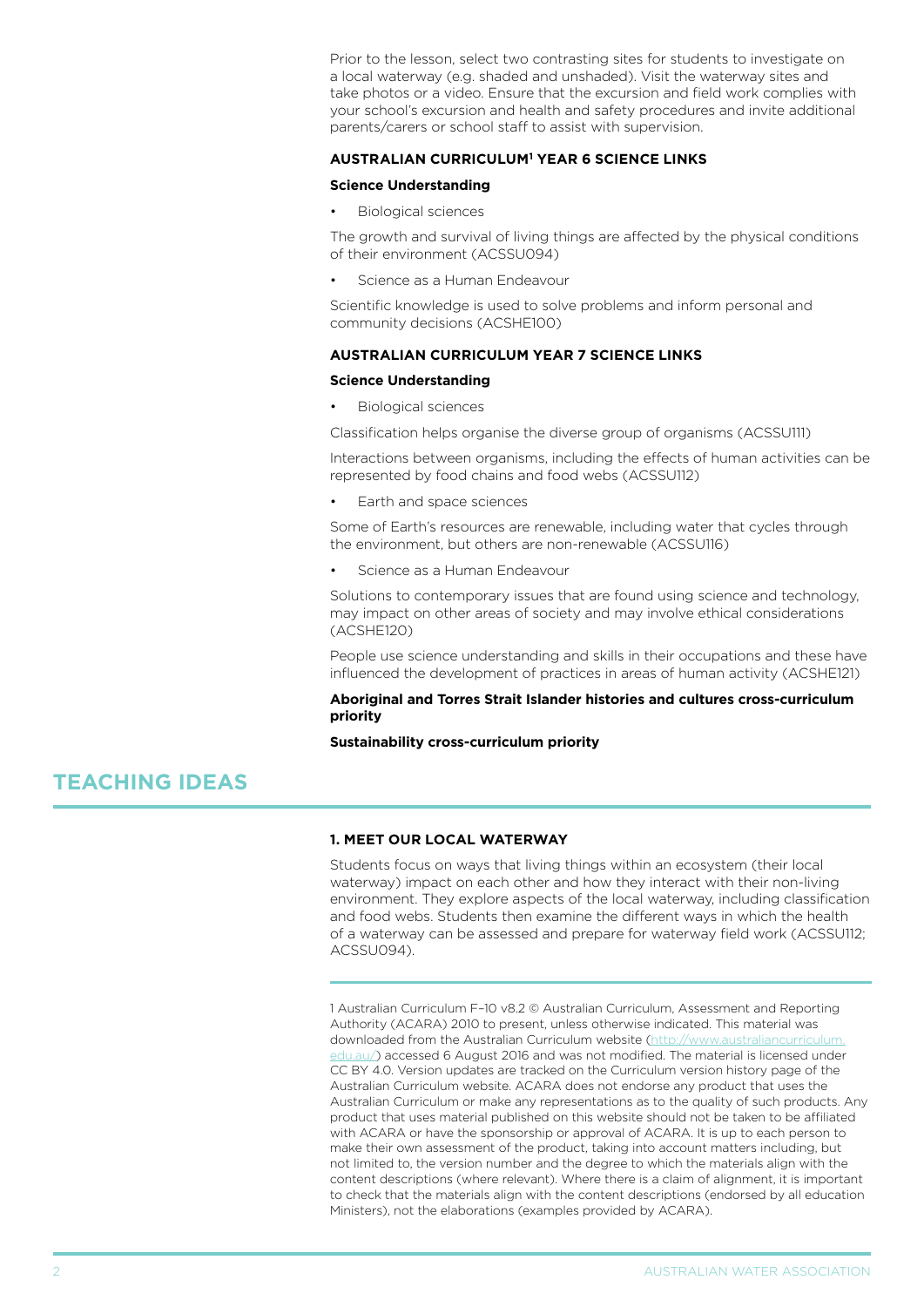Prior to the lesson, select two contrasting sites for students to investigate on a local waterway (e.g. shaded and unshaded). Visit the waterway sites and take photos or a video. Ensure that the excursion and field work complies with your school's excursion and health and safety procedures and invite additional parents/carers or school staff to assist with supervision.

#### AUSTRALIAN CURRICULUM[1] YEAR 6 SCIENCE LINKS

**Science Understanding**

- Biological sciences

The growth and survival of living things are affected by the physical conditions of their environment (ACSSU094)

- Science as a Human Endeavour

Scientific knowledge is used to solve problems and inform personal and community decisions (ACSHE100)

#### AUSTRALIAN CURRICULUM YEAR 7 SCIENCE LINKS

**Science Understanding**

- Biological sciences

Classification helps organise the diverse group of organisms (ACSSU111)

Interactions between organisms, including the effects of human activities can be represented by food chains and food webs (ACSSU112)

- Earth and space sciences

Some of Earth's resources are renewable, including water that cycles through the environment, but others are non-renewable (ACSSU116)

- Science as a Human Endeavour

Solutions to contemporary issues that are found using science and technology, may impact on other areas of society and may involve ethical considerations (ACSHE120)

People use science understanding and skills in their occupations and these have influenced the development of practices in areas of human activity (ACSHE121)

**Aboriginal and Torres Strait Islander histories and cultures cross-curriculum priority**

**Sustainability cross-curriculum priority**

## TEACHING IDEAS

#### 1. MEET OUR LOCAL WATERWAY

Students focus on ways that living things within an ecosystem (their local waterway) impact on each other and how they interact with their non-living environment. They explore aspects of the local waterway, including classification and food webs. Students then examine the different ways in which the health of a waterway can be assessed and prepare for waterway field work (ACSSU112; ACSSU094).

---

1 Australian Curriculum F–10 v8.2 © Australian Curriculum, Assessment and Reporting Authority (ACARA) 2010 to present, unless otherwise indicated. This material was downloaded from the Australian Curriculum website (http://www.australiancurriculum.edu.au/) accessed 6 August 2016 and was not modified. The material is licensed under CC BY 4.0. Version updates are tracked on the Curriculum version history page of the Australian Curriculum website. ACARA does not endorse any product that uses the Australian Curriculum or make any representations as to the quality of such products. Any product that uses material published on this website should not be taken to be affiliated with ACARA or have the sponsorship or approval of ACARA. It is up to each person to make their own assessment of the product, taking into account matters including, but not limited to, the version number and the degree to which the materials align with the content descriptions (where relevant). Where there is a claim of alignment, it is important to check that the materials align with the content descriptions (endorsed by all education Ministers), not the elaborations (examples provided by ACARA).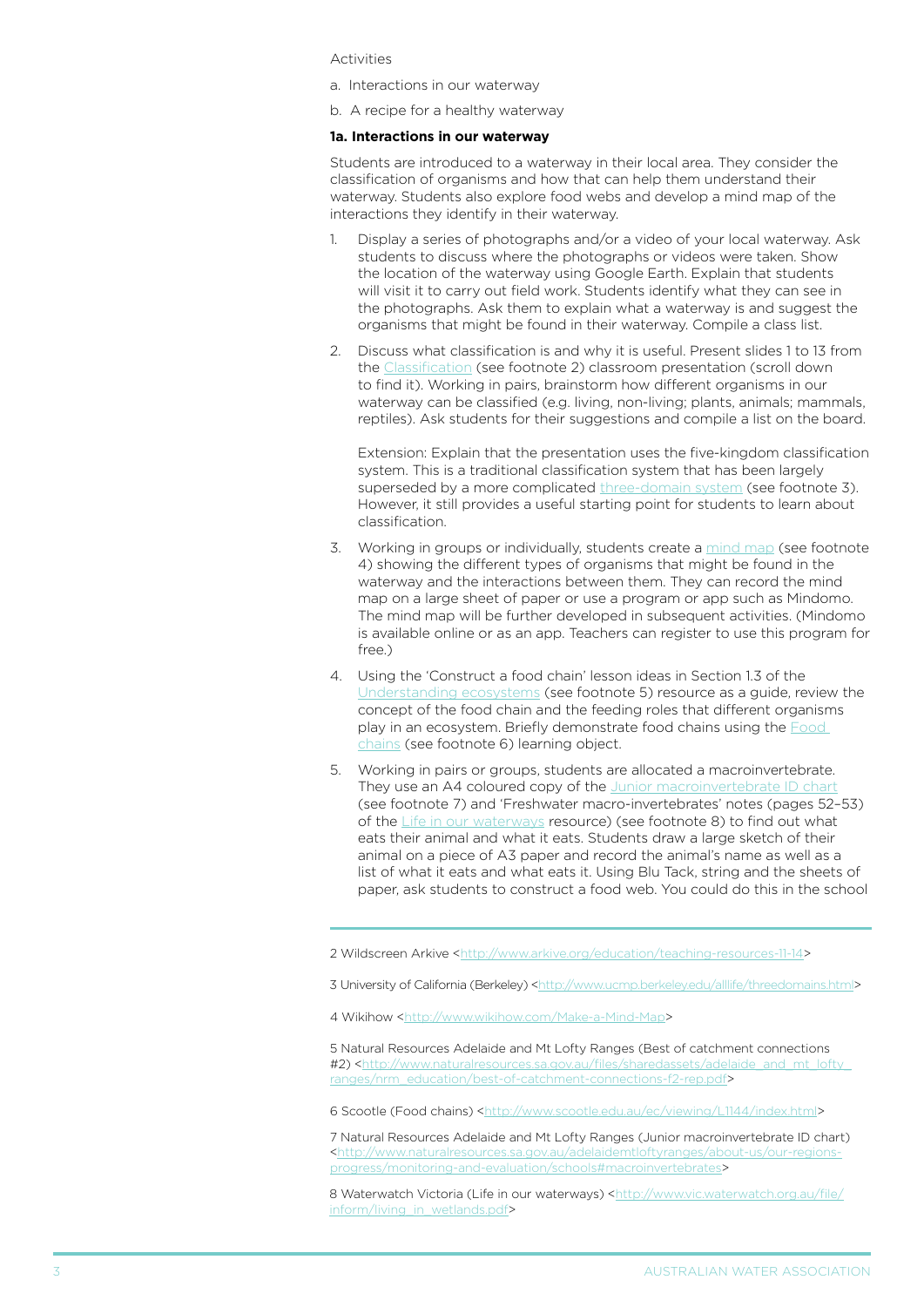Activities

a. Interactions in our waterway

b. A recipe for a healthy waterway

**1a. Interactions in our waterway**

Students are introduced to a waterway in their local area. They consider the classification of organisms and how that can help them understand their waterway. Students also explore food webs and develop a mind map of the interactions they identify in their waterway.

1. Display a series of photographs and/or a video of your local waterway. Ask students to discuss where the photographs or videos were taken. Show the location of the waterway using Google Earth. Explain that students will visit it to carry out field work. Students identify what they can see in the photographs. Ask them to explain what a waterway is and suggest the organisms that might be found in their waterway. Compile a class list.

2. Discuss what classification is and why it is useful. Present slides 1 to 13 from the Classification (see footnote 2) classroom presentation (scroll down to find it). Working in pairs, brainstorm how different organisms in our waterway can be classified (e.g. living, non-living; plants, animals; mammals, reptiles). Ask students for their suggestions and compile a list on the board.

   Extension: Explain that the presentation uses the five-kingdom classification system. This is a traditional classification system that has been largely superseded by a more complicated three-domain system (see footnote 3). However, it still provides a useful starting point for students to learn about classification.

3. Working in groups or individually, students create a mind map (see footnote 4) showing the different types of organisms that might be found in the waterway and the interactions between them. They can record the mind map on a large sheet of paper or use a program or app such as Mindomo. The mind map will be further developed in subsequent activities. (Mindomo is available online or as an app. Teachers can register to use this program for free.)

4. Using the 'Construct a food chain' lesson ideas in Section 1.3 of the Understanding ecosystems (see footnote 5) resource as a guide, review the concept of the food chain and the feeding roles that different organisms play in an ecosystem. Briefly demonstrate food chains using the Food chains (see footnote 6) learning object.

5. Working in pairs or groups, students are allocated a macroinvertebrate. They use an A4 coloured copy of the Junior macroinvertebrate ID chart (see footnote 7) and 'Freshwater macro-invertebrates' notes (pages 52–53) of the Life in our waterways resource) (see footnote 8) to find out what eats their animal and what it eats. Students draw a large sketch of their animal on a piece of A3 paper and record the animal's name as well as a list of what it eats and what eats it. Using Blu Tack, string and the sheets of paper, ask students to construct a food web. You could do this in the school

---

2 Wildscreen Arkive <http://www.arkive.org/education/teaching-resources-11-14>

3 University of California (Berkeley) <http://www.ucmp.berkeley.edu/alllife/threedomains.html>

4 Wikihow <http://www.wikihow.com/Make-a-Mind-Map>

5 Natural Resources Adelaide and Mt Lofty Ranges (Best of catchment connections #2) <http://www.naturalresources.sa.gov.au/files/sharedassets/adelaide_and_mt_lofty_ranges/nrm_education/best-of-catchment-connections-f2-rep.pdf>

6 Scootle (Food chains) <http://www.scootle.edu.au/ec/viewing/L1144/index.html>

7 Natural Resources Adelaide and Mt Lofty Ranges (Junior macroinvertebrate ID chart) <http://www.naturalresources.sa.gov.au/adelaidemtloftyranges/about-us/our-regions-progress/monitoring-and-evaluation/schools#macroinvertebrates>

8 Waterwatch Victoria (Life in our waterways) <http://www.vic.waterwatch.org.au/file/inform/living_in_wetlands.pdf>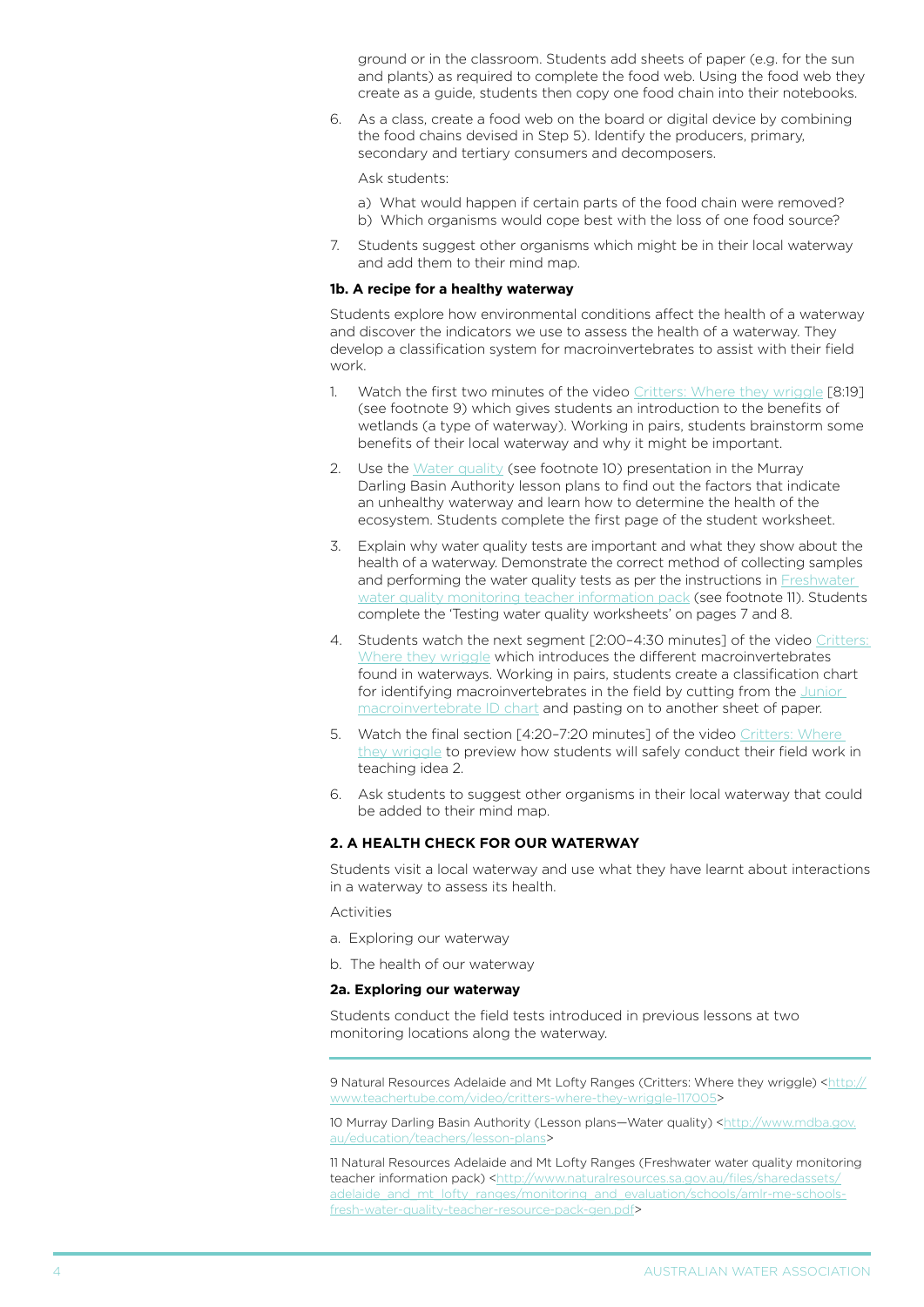ground or in the classroom. Students add sheets of paper (e.g. for the sun and plants) as required to complete the food web. Using the food web they create as a guide, students then copy one food chain into their notebooks.

6. As a class, create a food web on the board or digital device by combining the food chains devised in Step 5). Identify the producers, primary, secondary and tertiary consumers and decomposers.

   Ask students:

   a) What would happen if certain parts of the food chain were removed?
   b) Which organisms would cope best with the loss of one food source?

7. Students suggest other organisms which might be in their local waterway and add them to their mind map.

**1b. A recipe for a healthy waterway**

Students explore how environmental conditions affect the health of a waterway and discover the indicators we use to assess the health of a waterway. They develop a classification system for macroinvertebrates to assist with their field work.

1. Watch the first two minutes of the video Critters: Where they wriggle [8:19] (see footnote 9) which gives students an introduction to the benefits of wetlands (a type of waterway). Working in pairs, students brainstorm some benefits of their local waterway and why it might be important.

2. Use the Water quality (see footnote 10) presentation in the Murray Darling Basin Authority lesson plans to find out the factors that indicate an unhealthy waterway and learn how to determine the health of the ecosystem. Students complete the first page of the student worksheet.

3. Explain why water quality tests are important and what they show about the health of a waterway. Demonstrate the correct method of collecting samples and performing the water quality tests as per the instructions in Freshwater water quality monitoring teacher information pack (see footnote 11). Students complete the 'Testing water quality worksheets' on pages 7 and 8.

4. Students watch the next segment [2:00–4:30 minutes] of the video Critters: Where they wriggle which introduces the different macroinvertebrates found in waterways. Working in pairs, students create a classification chart for identifying macroinvertebrates in the field by cutting from the Junior macroinvertebrate ID chart and pasting on to another sheet of paper.

5. Watch the final section [4:20–7:20 minutes] of the video Critters: Where they wriggle to preview how students will safely conduct their field work in teaching idea 2.

6. Ask students to suggest other organisms in their local waterway that could be added to their mind map.

## 2. A HEALTH CHECK FOR OUR WATERWAY

Students visit a local waterway and use what they have learnt about interactions in a waterway to assess its health.

Activities

a. Exploring our waterway

b. The health of our waterway

**2a. Exploring our waterway**

Students conduct the field tests introduced in previous lessons at two monitoring locations along the waterway.

---

9 Natural Resources Adelaide and Mt Lofty Ranges (Critters: Where they wriggle) <http://www.teachertube.com/video/critters-where-they-wriggle-117005>

10 Murray Darling Basin Authority (Lesson plans—Water quality) <http://www.mdba.gov.au/education/teachers/lesson-plans>

11 Natural Resources Adelaide and Mt Lofty Ranges (Freshwater water quality monitoring teacher information pack) <http://www.naturalresources.sa.gov.au/files/sharedassets/adelaide_and_mt_lofty_ranges/monitoring_and_evaluation/schools/amlr-me-schools-fresh-water-quality-teacher-resource-pack-gen.pdf>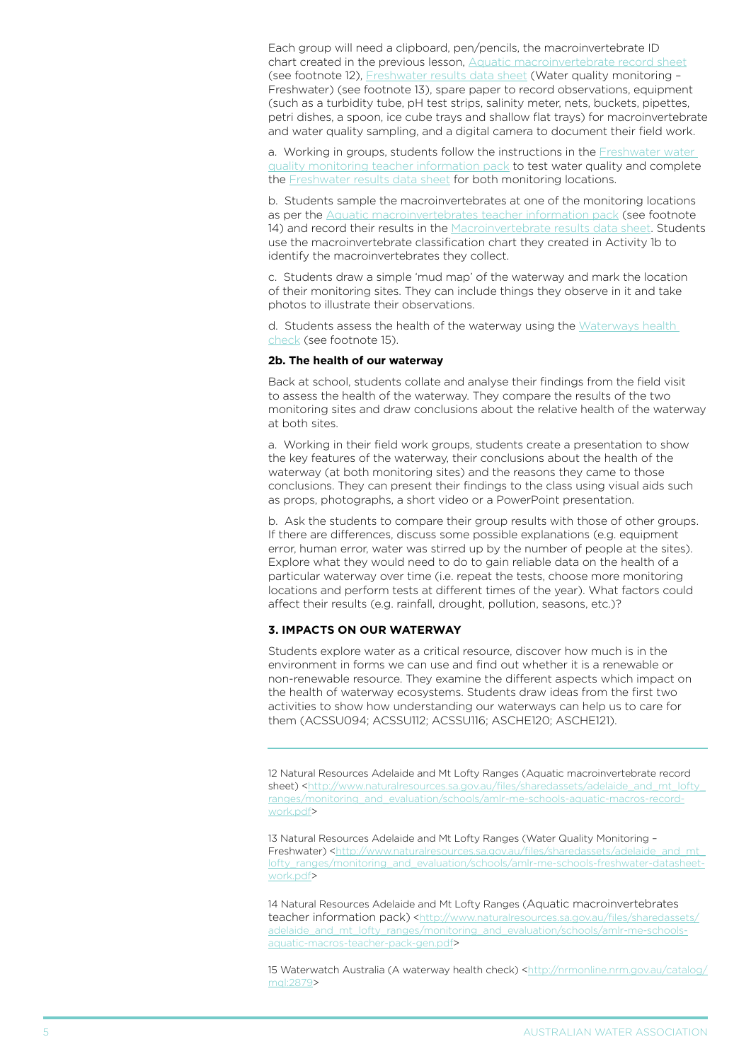Each group will need a clipboard, pen/pencils, the macroinvertebrate ID chart created in the previous lesson, Aquatic macroinvertebrate record sheet (see footnote 12), Freshwater results data sheet (Water quality monitoring – Freshwater) (see footnote 13), spare paper to record observations, equipment (such as a turbidity tube, pH test strips, salinity meter, nets, buckets, pipettes, petri dishes, a spoon, ice cube trays and shallow flat trays) for macroinvertebrate and water quality sampling, and a digital camera to document their field work.

a. Working in groups, students follow the instructions in the Freshwater water quality monitoring teacher information pack to test water quality and complete the Freshwater results data sheet for both monitoring locations.

b. Students sample the macroinvertebrates at one of the monitoring locations as per the Aquatic macroinvertebrates teacher information pack (see footnote 14) and record their results in the Macroinvertebrate results data sheet. Students use the macroinvertebrate classification chart they created in Activity 1b to identify the macroinvertebrates they collect.

c. Students draw a simple 'mud map' of the waterway and mark the location of their monitoring sites. They can include things they observe in it and take photos to illustrate their observations.

d. Students assess the health of the waterway using the Waterways health check (see footnote 15).

**2b. The health of our waterway**

Back at school, students collate and analyse their findings from the field visit to assess the health of the waterway. They compare the results of the two monitoring sites and draw conclusions about the relative health of the waterway at both sites.

a. Working in their field work groups, students create a presentation to show the key features of the waterway, their conclusions about the health of the waterway (at both monitoring sites) and the reasons they came to those conclusions. They can present their findings to the class using visual aids such as props, photographs, a short video or a PowerPoint presentation.

b. Ask the students to compare their group results with those of other groups. If there are differences, discuss some possible explanations (e.g. equipment error, human error, water was stirred up by the number of people at the sites). Explore what they would need to do to gain reliable data on the health of a particular waterway over time (i.e. repeat the tests, choose more monitoring locations and perform tests at different times of the year). What factors could affect their results (e.g. rainfall, drought, pollution, seasons, etc.)?

**3. IMPACTS ON OUR WATERWAY**

Students explore water as a critical resource, discover how much is in the environment in forms we can use and find out whether it is a renewable or non-renewable resource. They examine the different aspects which impact on the health of waterway ecosystems. Students draw ideas from the first two activities to show how understanding our waterways can help us to care for them (ACSSU094; ACSSU112; ACSSU116; ASCHE120; ASCHE121).

---

12 Natural Resources Adelaide and Mt Lofty Ranges (Aquatic macroinvertebrate record sheet) <http://www.naturalresources.sa.gov.au/files/sharedassets/adelaide_and_mt_lofty_ranges/monitoring_and_evaluation/schools/amlr-me-schools-aquatic-macros-record-work.pdf>

13 Natural Resources Adelaide and Mt Lofty Ranges (Water Quality Monitoring – Freshwater) <http://www.naturalresources.sa.gov.au/files/sharedassets/adelaide_and_mt_lofty_ranges/monitoring_and_evaluation/schools/amlr-me-schools-freshwater-datasheet-work.pdf>

14 Natural Resources Adelaide and Mt Lofty Ranges (Aquatic macroinvertebrates teacher information pack) <http://www.naturalresources.sa.gov.au/files/sharedassets/adelaide_and_mt_lofty_ranges/monitoring_and_evaluation/schools/amlr-me-schools-aquatic-macros-teacher-pack-gen.pdf>

15 Waterwatch Australia (A waterway health check) <http://nrmonline.nrm.gov.au/catalog/mql:2879>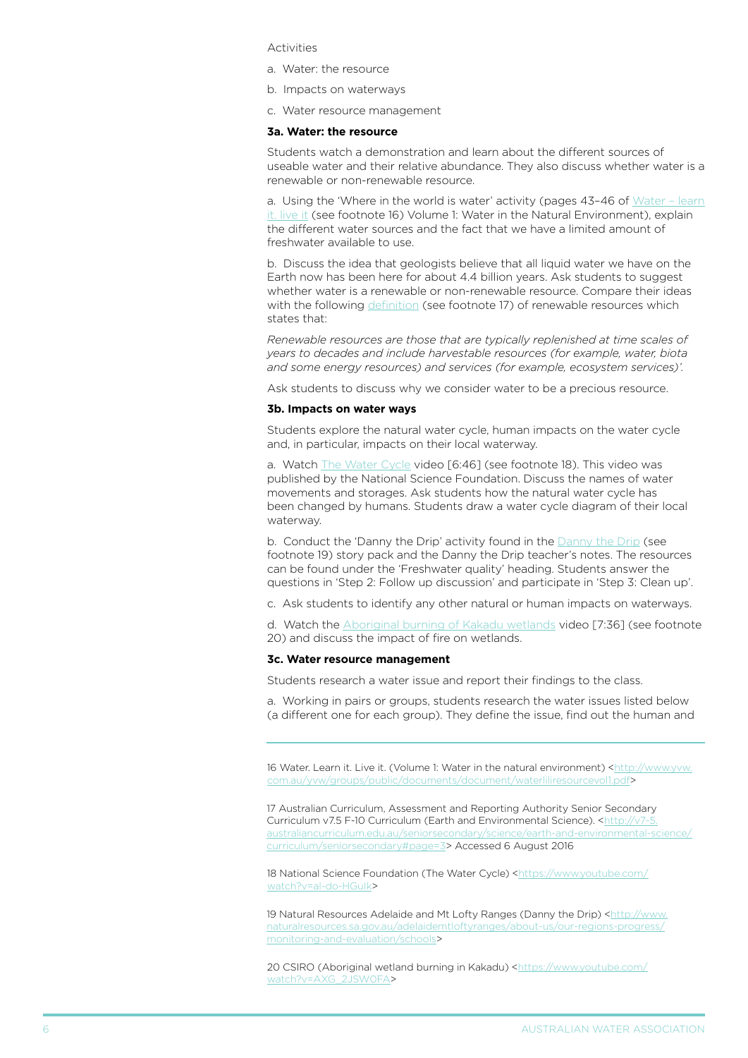Activities

a. Water: the resource

b. Impacts on waterways

c. Water resource management

### 3a. Water: the resource

Students watch a demonstration and learn about the different sources of useable water and their relative abundance. They also discuss whether water is a renewable or non-renewable resource.

a. Using the 'Where in the world is water' activity (pages 43–46 of Water – learn it, live it (see footnote 16) Volume 1: Water in the Natural Environment), explain the different water sources and the fact that we have a limited amount of freshwater available to use.

b. Discuss the idea that geologists believe that all liquid water we have on the Earth now has been here for about 4.4 billion years. Ask students to suggest whether water is a renewable or non-renewable resource. Compare their ideas with the following definition (see footnote 17) of renewable resources which states that:

*Renewable resources are those that are typically replenished at time scales of years to decades and include harvestable resources (for example, water, biota and some energy resources) and services (for example, ecosystem services)'.*

Ask students to discuss why we consider water to be a precious resource.

### 3b. Impacts on water ways

Students explore the natural water cycle, human impacts on the water cycle and, in particular, impacts on their local waterway.

a. Watch The Water Cycle video [6:46] (see footnote 18). This video was published by the National Science Foundation. Discuss the names of water movements and storages. Ask students how the natural water cycle has been changed by humans. Students draw a water cycle diagram of their local waterway.

b. Conduct the 'Danny the Drip' activity found in the Danny the Drip (see footnote 19) story pack and the Danny the Drip teacher's notes. The resources can be found under the 'Freshwater quality' heading. Students answer the questions in 'Step 2: Follow up discussion' and participate in 'Step 3: Clean up'.

c. Ask students to identify any other natural or human impacts on waterways.

d. Watch the Aboriginal burning of Kakadu wetlands video [7:36] (see footnote 20) and discuss the impact of fire on wetlands.

### 3c. Water resource management

Students research a water issue and report their findings to the class.

a. Working in pairs or groups, students research the water issues listed below (a different one for each group). They define the issue, find out the human and

---

16 Water. Learn it. Live it. (Volume 1: Water in the natural environment) <http://www.yvw.com.au/yvw/groups/public/documents/document/waterliliresourcevol1.pdf>

17 Australian Curriculum, Assessment and Reporting Authority Senior Secondary Curriculum v7.5 F-10 Curriculum (Earth and Environmental Science). <http://v7-5.australiancurriculum.edu.au/seniorsecondary/science/earth-and-environmental-science/curriculum/seniorsecondary#page=3> Accessed 6 August 2016

18 National Science Foundation (The Water Cycle) <https://www.youtube.com/watch?v=al-do-HGuIk>

19 Natural Resources Adelaide and Mt Lofty Ranges (Danny the Drip) <http://www.naturalresources.sa.gov.au/adelaidemtloftyranges/about-us/our-regions-progress/monitoring-and-evaluation/schools>

20 CSIRO (Aboriginal wetland burning in Kakadu) <https://www.youtube.com/watch?v=AXG_2JSW0FA>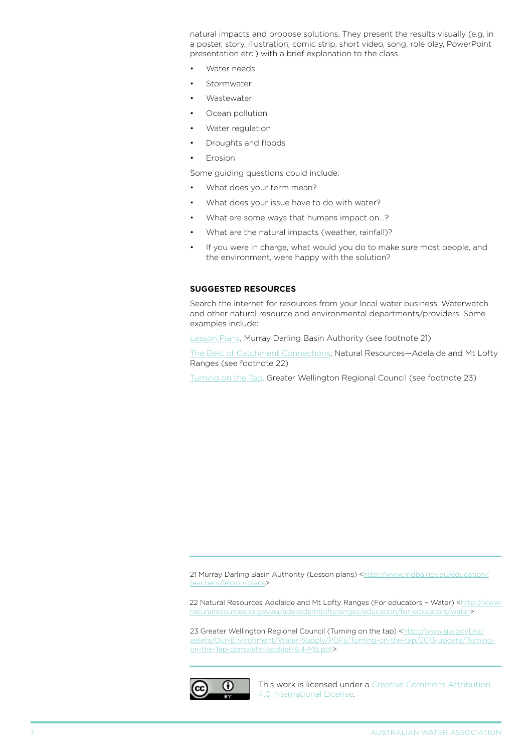natural impacts and propose solutions. They present the results visually (e.g. in a poster, story, illustration, comic strip, short video, song, role play, PowerPoint presentation etc.) with a brief explanation to the class.

- Water needs
- Stormwater
- Wastewater
- Ocean pollution
- Water regulation
- Droughts and floods
- Erosion

Some guiding questions could include:

- What does your term mean?
- What does your issue have to do with water?
- What are some ways that humans impact on...?
- What are the natural impacts (weather, rainfall)?
- If you were in charge, what would you do to make sure most people, and the environment, were happy with the solution?

**SUGGESTED RESOURCES**

Search the internet for resources from your local water business, Waterwatch and other natural resource and environmental departments/providers. Some examples include:

Lesson Plans, Murray Darling Basin Authority (see footnote 21)

The Best of Catchment Connections, Natural Resources—Adelaide and Mt Lofty Ranges (see footnote 22)

Turning on the Tap, Greater Wellington Regional Council (see footnote 23)

---

21 Murray Darling Basin Authority (Lesson plans) <http://www.mdba.gov.au/education/teachers/lesson-plans>

22 Natural Resources Adelaide and Mt Lofty Ranges (For educators – Water) <http://www.naturalresources.sa.gov.au/adelaidemtloftyranges/education/for-educators/water>

23 Greater Wellington Regional Council (Turning on the tap) <http://www.gw.govt.nz/assets/Our-Environment/Water-Supply/PDFs/Turning-on-the-tap/2013-update/Turning-on-the-Tap-complete-booklet-9.4-MB.pdf>

This work is licensed under a Creative Commons Attribution 4.0 International License.